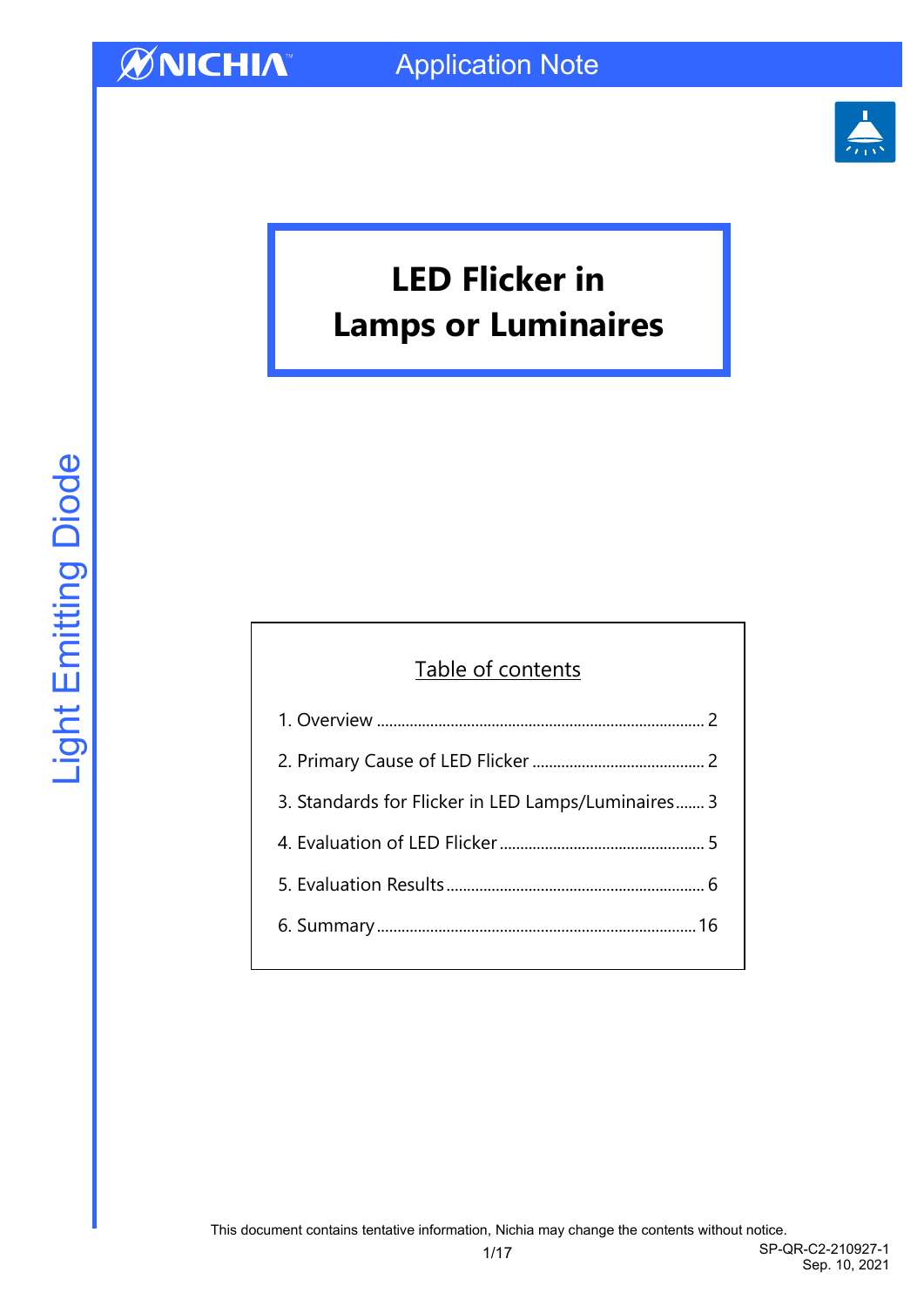NICHIA Application Note

Light Emitting Diode

# LED Flicker in Lamps or Luminaires

## Table of contents

1. Overview .......... 2
2. Primary Cause of LED Flicker .......... 2
3. Standards for Flicker in LED Lamps/Luminaires .......... 3
4. Evaluation of LED Flicker .......... 5
5. Evaluation Results .......... 6
6. Summary .......... 16

This document contains tentative information, Nichia may change the contents without notice.

SP-QR-C2-210927-1
Sep. 10, 2021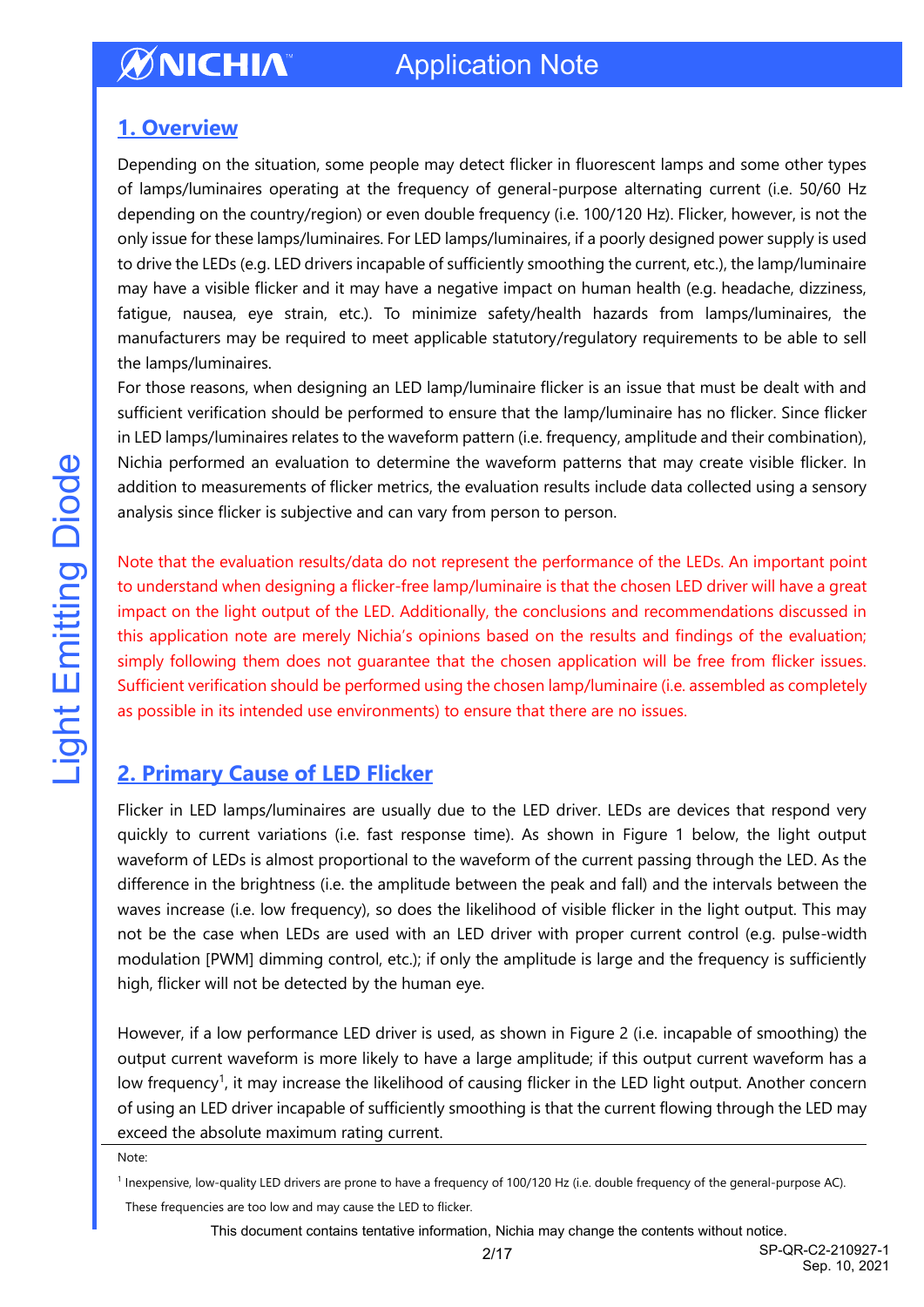## 1. Overview

Depending on the situation, some people may detect flicker in fluorescent lamps and some other types of lamps/luminaires operating at the frequency of general-purpose alternating current (i.e. 50/60 Hz depending on the country/region) or even double frequency (i.e. 100/120 Hz). Flicker, however, is not the only issue for these lamps/luminaires. For LED lamps/luminaires, if a poorly designed power supply is used to drive the LEDs (e.g. LED drivers incapable of sufficiently smoothing the current, etc.), the lamp/luminaire may have a visible flicker and it may have a negative impact on human health (e.g. headache, dizziness, fatigue, nausea, eye strain, etc.). To minimize safety/health hazards from lamps/luminaires, the manufacturers may be required to meet applicable statutory/regulatory requirements to be able to sell the lamps/luminaires.

For those reasons, when designing an LED lamp/luminaire flicker is an issue that must be dealt with and sufficient verification should be performed to ensure that the lamp/luminaire has no flicker. Since flicker in LED lamps/luminaires relates to the waveform pattern (i.e. frequency, amplitude and their combination), Nichia performed an evaluation to determine the waveform patterns that may create visible flicker. In addition to measurements of flicker metrics, the evaluation results include data collected using a sensory analysis since flicker is subjective and can vary from person to person.

Note that the evaluation results/data do not represent the performance of the LEDs. An important point to understand when designing a flicker-free lamp/luminaire is that the chosen LED driver will have a great impact on the light output of the LED. Additionally, the conclusions and recommendations discussed in this application note are merely Nichia's opinions based on the results and findings of the evaluation; simply following them does not guarantee that the chosen application will be free from flicker issues. Sufficient verification should be performed using the chosen lamp/luminaire (i.e. assembled as completely as possible in its intended use environments) to ensure that there are no issues.

## 2. Primary Cause of LED Flicker

Flicker in LED lamps/luminaires are usually due to the LED driver. LEDs are devices that respond very quickly to current variations (i.e. fast response time). As shown in Figure 1 below, the light output waveform of LEDs is almost proportional to the waveform of the current passing through the LED. As the difference in the brightness (i.e. the amplitude between the peak and fall) and the intervals between the waves increase (i.e. low frequency), so does the likelihood of visible flicker in the light output. This may not be the case when LEDs are used with an LED driver with proper current control (e.g. pulse-width modulation [PWM] dimming control, etc.); if only the amplitude is large and the frequency is sufficiently high, flicker will not be detected by the human eye.

However, if a low performance LED driver is used, as shown in Figure 2 (i.e. incapable of smoothing) the output current waveform is more likely to have a large amplitude; if this output current waveform has a low frequency[1], it may increase the likelihood of causing flicker in the LED light output. Another concern of using an LED driver incapable of sufficiently smoothing is that the current flowing through the LED may exceed the absolute maximum rating current.

Note:

[1] Inexpensive, low-quality LED drivers are prone to have a frequency of 100/120 Hz (i.e. double frequency of the general-purpose AC). These frequencies are too low and may cause the LED to flicker.

This document contains tentative information, Nichia may change the contents without notice.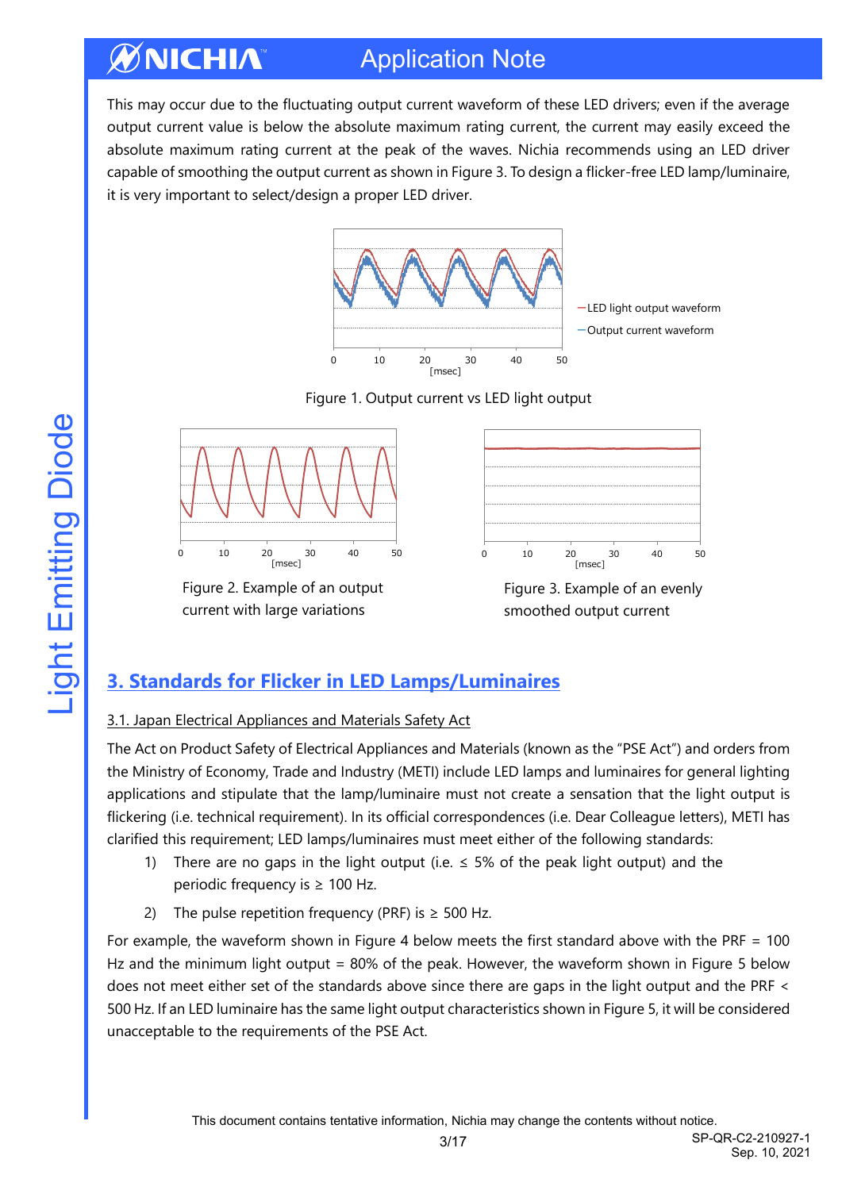This may occur due to the fluctuating output current waveform of these LED drivers; even if the average output current value is below the absolute maximum rating current, the current may easily exceed the absolute maximum rating current at the peak of the waves. Nichia recommends using an LED driver capable of smoothing the output current as shown in Figure 3. To design a flicker-free LED lamp/luminaire, it is very important to select/design a proper LED driver.

Figure 1. Output current vs LED light output

Figure 2. Example of an output current with large variations

Figure 3. Example of an evenly smoothed output current

## 3. Standards for Flicker in LED Lamps/Luminaires

### 3.1. Japan Electrical Appliances and Materials Safety Act

The Act on Product Safety of Electrical Appliances and Materials (known as the "PSE Act") and orders from the Ministry of Economy, Trade and Industry (METI) include LED lamps and luminaires for general lighting applications and stipulate that the lamp/luminaire must not create a sensation that the light output is flickering (i.e. technical requirement). In its official correspondences (i.e. Dear Colleague letters), METI has clarified this requirement; LED lamps/luminaires must meet either of the following standards:

1) There are no gaps in the light output (i.e. ≤ 5% of the peak light output) and the periodic frequency is ≥ 100 Hz.
2) The pulse repetition frequency (PRF) is ≥ 500 Hz.

For example, the waveform shown in Figure 4 below meets the first standard above with the PRF = 100 Hz and the minimum light output = 80% of the peak. However, the waveform shown in Figure 5 below does not meet either set of the standards above since there are gaps in the light output and the PRF < 500 Hz. If an LED luminaire has the same light output characteristics shown in Figure 5, it will be considered unacceptable to the requirements of the PSE Act.

This document contains tentative information, Nichia may change the contents without notice.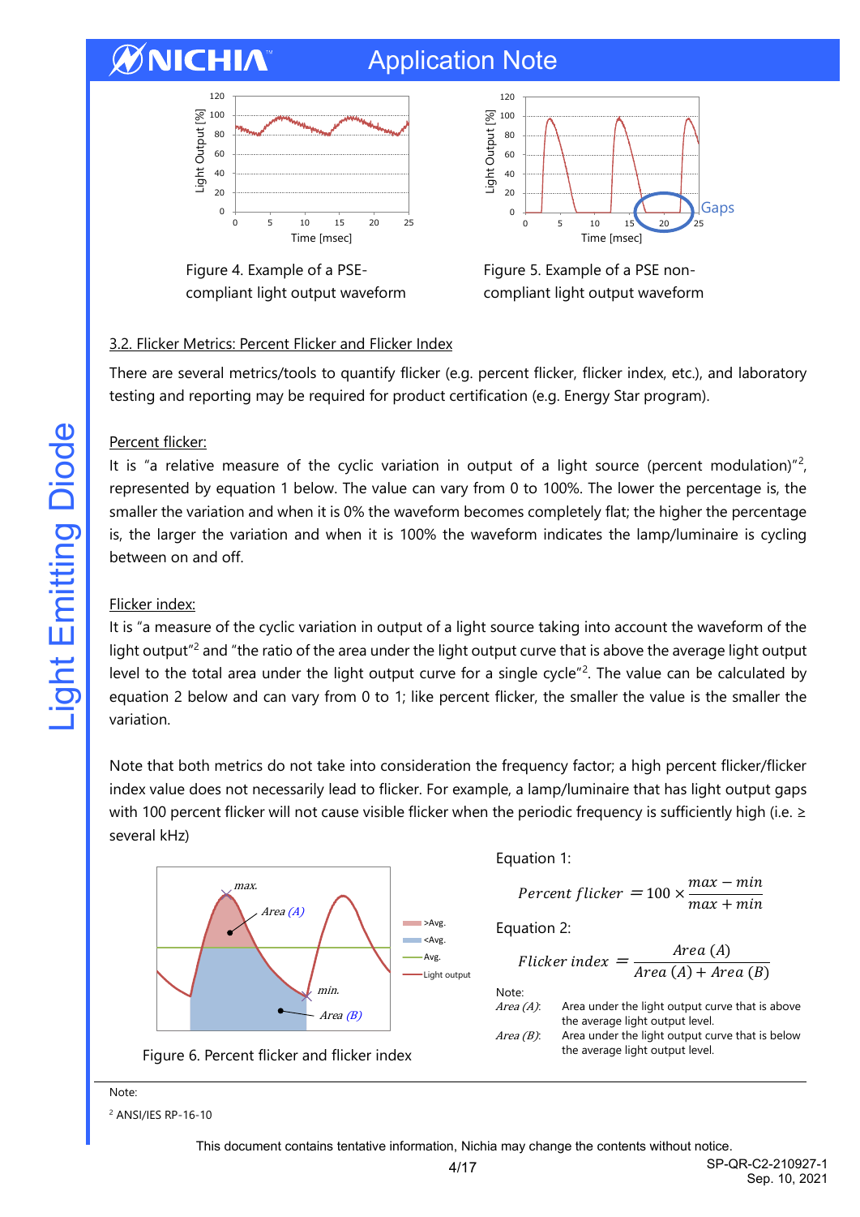Figure 4. Example of a PSE-compliant light output waveform

Figure 5. Example of a PSE non-compliant light output waveform

3.2. Flicker Metrics: Percent Flicker and Flicker Index

There are several metrics/tools to quantify flicker (e.g. percent flicker, flicker index, etc.), and laboratory testing and reporting may be required for product certification (e.g. Energy Star program).

Percent flicker:

It is "a relative measure of the cyclic variation in output of a light source (percent modulation)"[2], represented by equation 1 below. The value can vary from 0 to 100%. The lower the percentage is, the smaller the variation and when it is 0% the waveform becomes completely flat; the higher the percentage is, the larger the variation and when it is 100% the waveform indicates the lamp/luminaire is cycling between on and off.

Flicker index:

It is "a measure of the cyclic variation in output of a light source taking into account the waveform of the light output"[2] and "the ratio of the area under the light output curve that is above the average light output level to the total area under the light output curve for a single cycle"[2]. The value can be calculated by equation 2 below and can vary from 0 to 1; like percent flicker, the smaller the value is the smaller the variation.

Note that both metrics do not take into consideration the frequency factor; a high percent flicker/flicker index value does not necessarily lead to flicker. For example, a lamp/luminaire that has light output gaps with 100 percent flicker will not cause visible flicker when the periodic frequency is sufficiently high (i.e. ≥ several kHz)

Figure 6. Percent flicker and flicker index

Equation 1:

$$Percent\ flicker = 100 \times \frac{max - min}{max + min}$$

Equation 2:

$$Flicker\ index = \frac{Area\ (A)}{Area\ (A) + Area\ (B)}$$

Note:

*Area (A)*: Area under the light output curve that is above the average light output level.

*Area (B)*: Area under the light output curve that is below the average light output level.

---

Note:

[2] ANSI/IES RP-16-10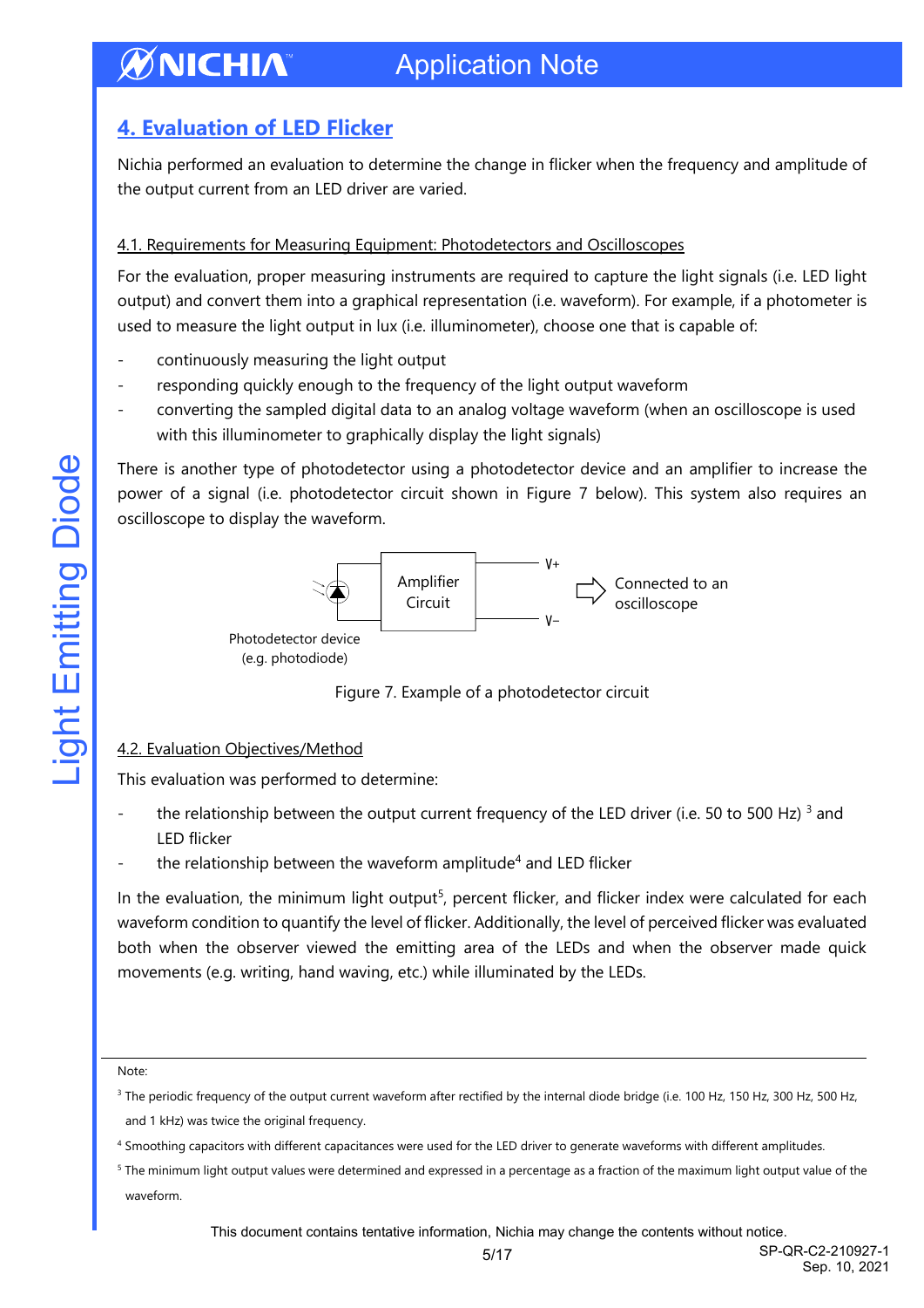## 4. Evaluation of LED Flicker

Nichia performed an evaluation to determine the change in flicker when the frequency and amplitude of the output current from an LED driver are varied.

### 4.1. Requirements for Measuring Equipment: Photodetectors and Oscilloscopes

For the evaluation, proper measuring instruments are required to capture the light signals (i.e. LED light output) and convert them into a graphical representation (i.e. waveform). For example, if a photometer is used to measure the light output in lux (i.e. illuminometer), choose one that is capable of:

- continuously measuring the light output
- responding quickly enough to the frequency of the light output waveform
- converting the sampled digital data to an analog voltage waveform (when an oscilloscope is used with this illuminometer to graphically display the light signals)

There is another type of photodetector using a photodetector device and an amplifier to increase the power of a signal (i.e. photodetector circuit shown in Figure 7 below). This system also requires an oscilloscope to display the waveform.

Photodetector device (e.g. photodiode) → Amplifier Circuit → V+ / V− → Connected to an oscilloscope

Figure 7. Example of a photodetector circuit

### 4.2. Evaluation Objectives/Method

This evaluation was performed to determine:

- the relationship between the output current frequency of the LED driver (i.e. 50 to 500 Hz) [3] and LED flicker
- the relationship between the waveform amplitude[4] and LED flicker

In the evaluation, the minimum light output[5], percent flicker, and flicker index were calculated for each waveform condition to quantify the level of flicker. Additionally, the level of perceived flicker was evaluated both when the observer viewed the emitting area of the LEDs and when the observer made quick movements (e.g. writing, hand waving, etc.) while illuminated by the LEDs.

Note:

[3] The periodic frequency of the output current waveform after rectified by the internal diode bridge (i.e. 100 Hz, 150 Hz, 300 Hz, 500 Hz, and 1 kHz) was twice the original frequency.

[4] Smoothing capacitors with different capacitances were used for the LED driver to generate waveforms with different amplitudes.

[5] The minimum light output values were determined and expressed in a percentage as a fraction of the maximum light output value of the waveform.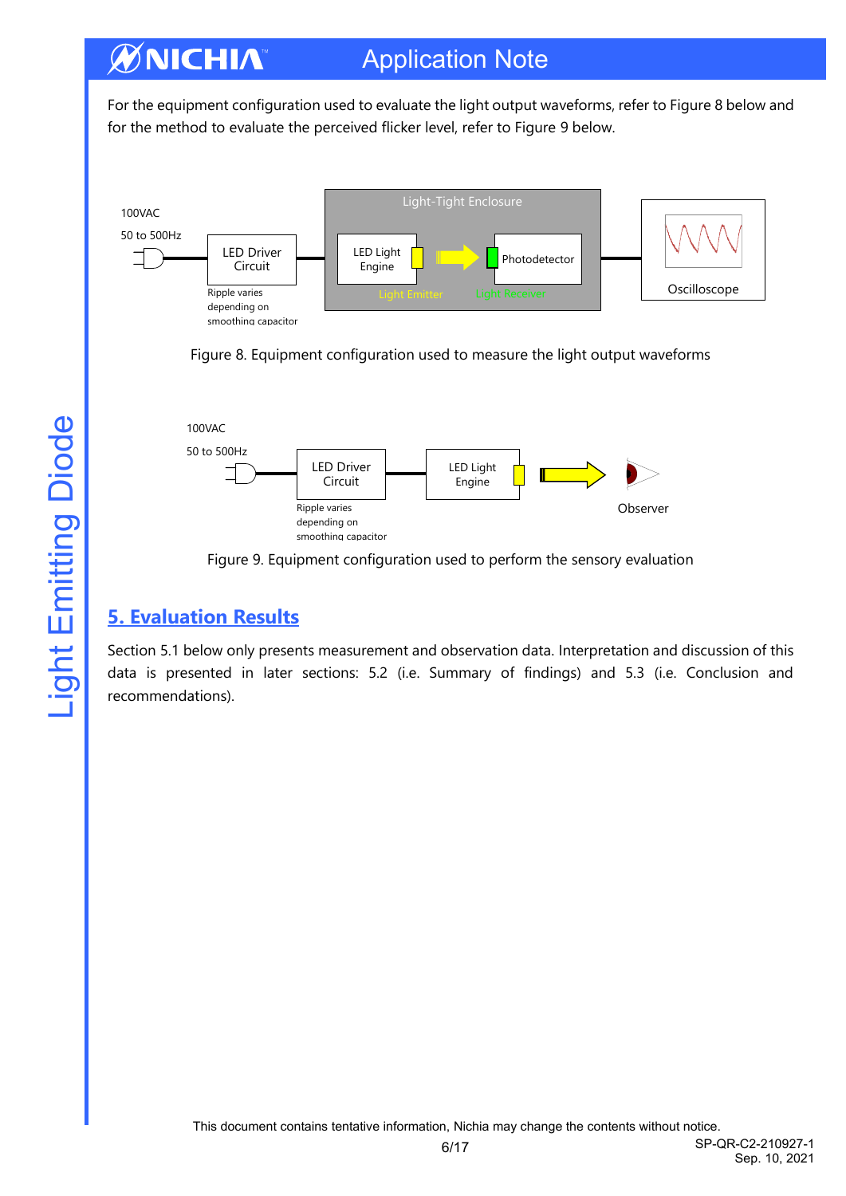For the equipment configuration used to evaluate the light output waveforms, refer to Figure 8 below and for the method to evaluate the perceived flicker level, refer to Figure 9 below.

100VAC

50 to 500Hz

LED Driver Circuit

Ripple varies depending on smoothing capacitor

Light-Tight Enclosure

LED Light Engine

Light Emitter

Photodetector

Light Receiver

Oscilloscope

Figure 8. Equipment configuration used to measure the light output waveforms

100VAC

50 to 500Hz

LED Driver Circuit

Ripple varies depending on smoothing capacitor

LED Light Engine

Observer

Figure 9. Equipment configuration used to perform the sensory evaluation

## 5. Evaluation Results

Section 5.1 below only presents measurement and observation data. Interpretation and discussion of this data is presented in later sections: 5.2 (i.e. Summary of findings) and 5.3 (i.e. Conclusion and recommendations).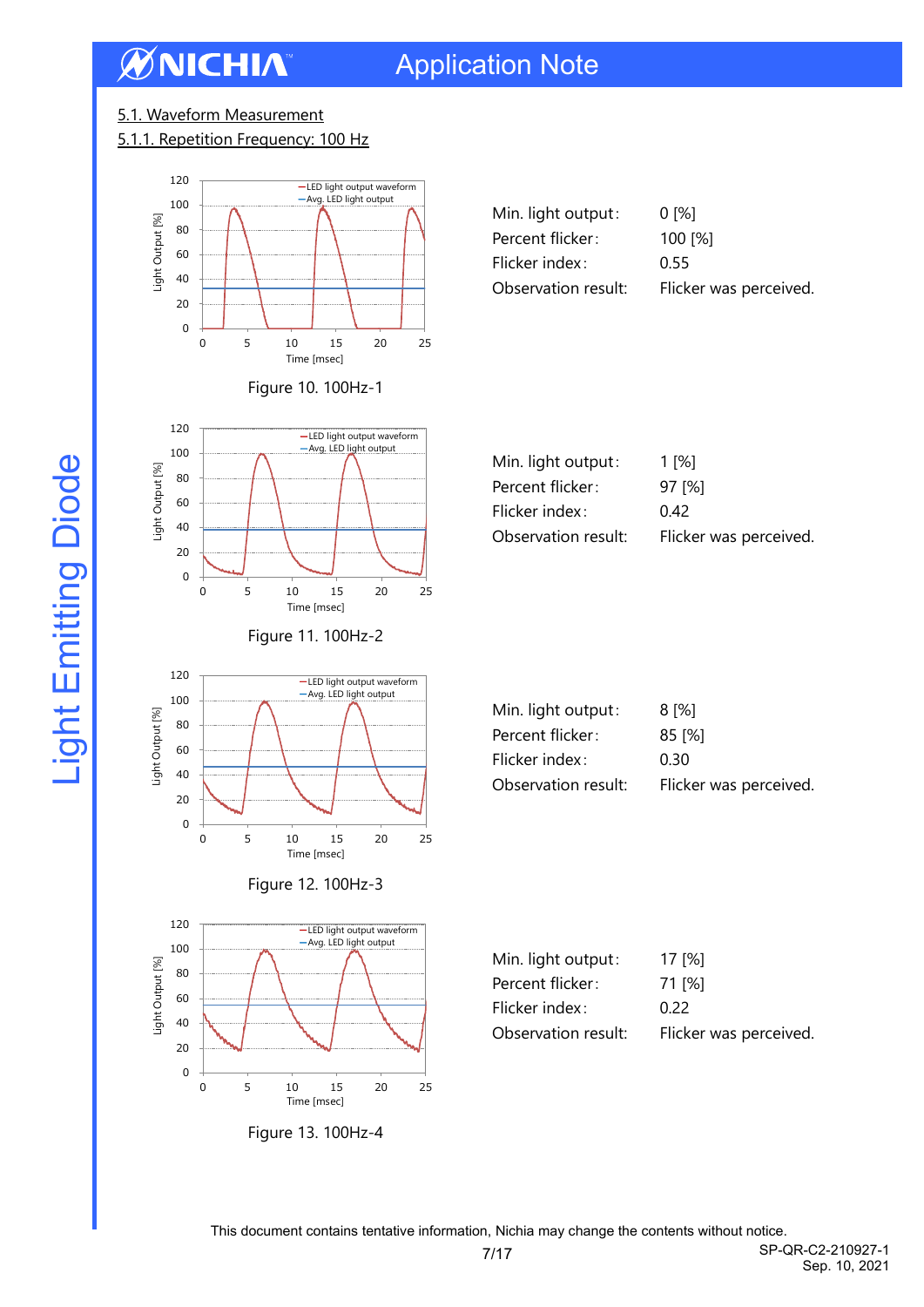## 5.1. Waveform Measurement

### 5.1.1. Repetition Frequency: 100 Hz

Figure 10. 100Hz-1

| | |
|---|---|
| Min. light output: | 0 [%] |
| Percent flicker: | 100 [%] |
| Flicker index: | 0.55 |
| Observation result: | Flicker was perceived. |

Figure 11. 100Hz-2

| | |
|---|---|
| Min. light output: | 1 [%] |
| Percent flicker: | 97 [%] |
| Flicker index: | 0.42 |
| Observation result: | Flicker was perceived. |

Figure 12. 100Hz-3

| | |
|---|---|
| Min. light output: | 8 [%] |
| Percent flicker: | 85 [%] |
| Flicker index: | 0.30 |
| Observation result: | Flicker was perceived. |

Figure 13. 100Hz-4

| | |
|---|---|
| Min. light output: | 17 [%] |
| Percent flicker: | 71 [%] |
| Flicker index: | 0.22 |
| Observation result: | Flicker was perceived. |

This document contains tentative information, Nichia may change the contents without notice.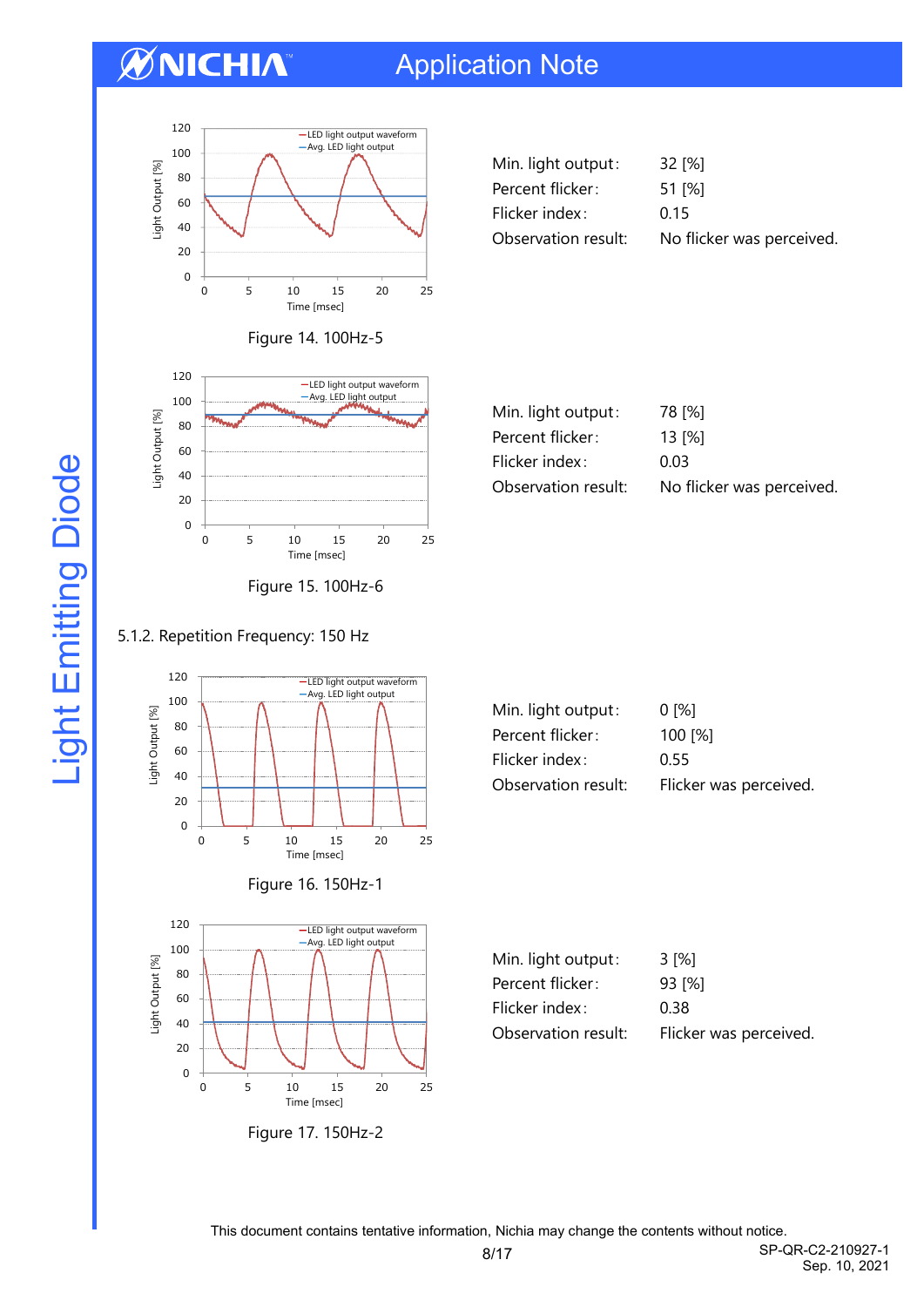Figure 14. 100Hz-5

| | |
|---|---|
| Min. light output: | 32 [%] |
| Percent flicker: | 51 [%] |
| Flicker index: | 0.15 |
| Observation result: | No flicker was perceived. |

Figure 15. 100Hz-6

| | |
|---|---|
| Min. light output: | 78 [%] |
| Percent flicker: | 13 [%] |
| Flicker index: | 0.03 |
| Observation result: | No flicker was perceived. |

### 5.1.2. Repetition Frequency: 150 Hz

Figure 16. 150Hz-1

| | |
|---|---|
| Min. light output: | 0 [%] |
| Percent flicker: | 100 [%] |
| Flicker index: | 0.55 |
| Observation result: | Flicker was perceived. |

Figure 17. 150Hz-2

| | |
|---|---|
| Min. light output: | 3 [%] |
| Percent flicker: | 93 [%] |
| Flicker index: | 0.38 |
| Observation result: | Flicker was perceived. |

This document contains tentative information, Nichia may change the contents without notice.

SP-QR-C2-210927-1
Sep. 10, 2021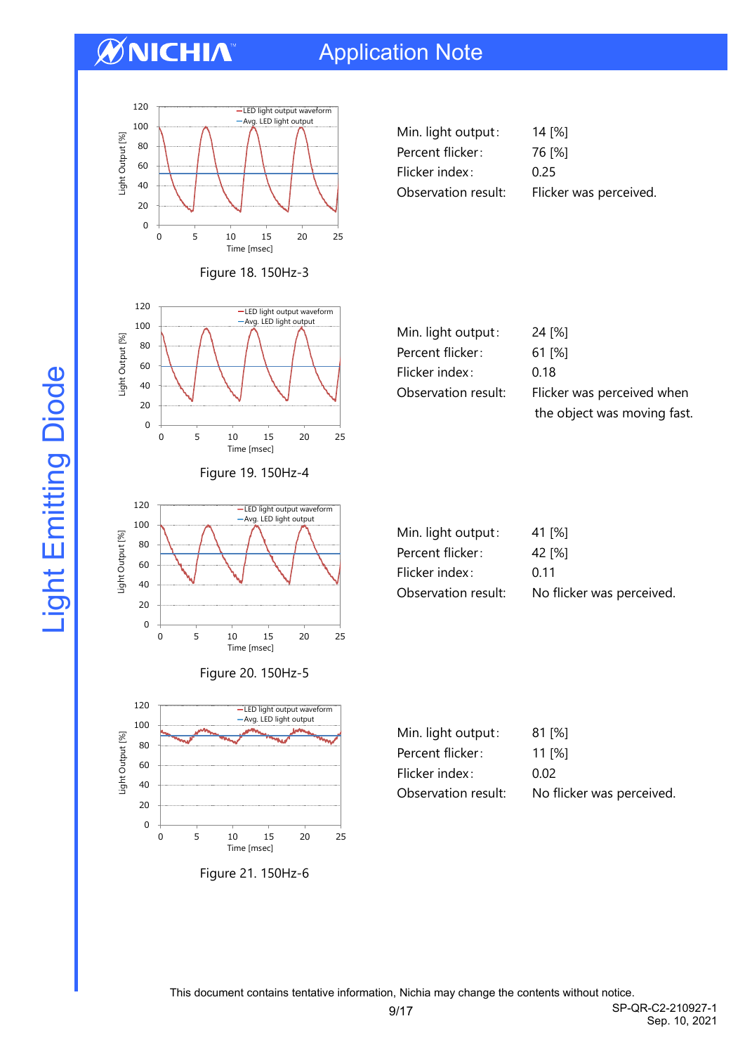Figure 18. 150Hz-3

| | |
|---|---|
| Min. light output: | 14 [%] |
| Percent flicker: | 76 [%] |
| Flicker index: | 0.25 |
| Observation result: | Flicker was perceived. |

Figure 19. 150Hz-4

| | |
|---|---|
| Min. light output: | 24 [%] |
| Percent flicker: | 61 [%] |
| Flicker index: | 0.18 |
| Observation result: | Flicker was perceived when the object was moving fast. |

Figure 20. 150Hz-5

| | |
|---|---|
| Min. light output: | 41 [%] |
| Percent flicker: | 42 [%] |
| Flicker index: | 0.11 |
| Observation result: | No flicker was perceived. |

Figure 21. 150Hz-6

| | |
|---|---|
| Min. light output: | 81 [%] |
| Percent flicker: | 11 [%] |
| Flicker index: | 0.02 |
| Observation result: | No flicker was perceived. |

This document contains tentative information, Nichia may change the contents without notice.

SP-QR-C2-210927-1
Sep. 10, 2021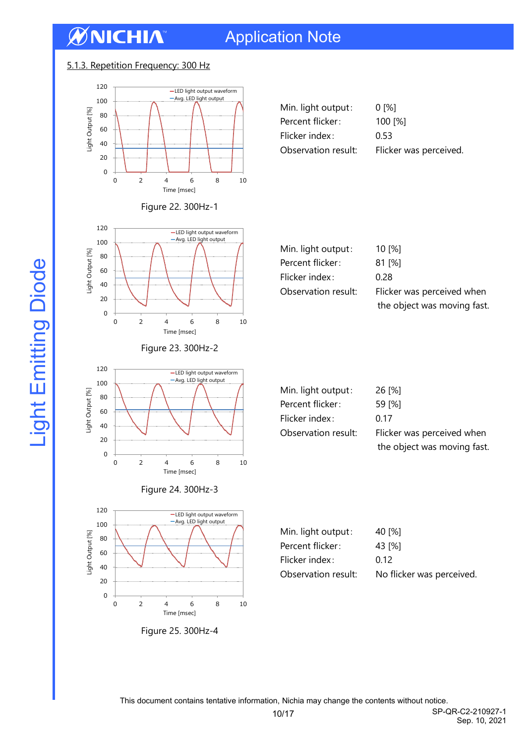### 5.1.3. Repetition Frequency: 300 Hz

Figure 22. 300Hz-1

Min. light output: 0 [%]
Percent flicker: 100 [%]
Flicker index: 0.53
Observation result: Flicker was perceived.

Figure 23. 300Hz-2

Min. light output: 10 [%]
Percent flicker: 81 [%]
Flicker index: 0.28
Observation result: Flicker was perceived when the object was moving fast.

Figure 24. 300Hz-3

Min. light output: 26 [%]
Percent flicker: 59 [%]
Flicker index: 0.17
Observation result: Flicker was perceived when the object was moving fast.

Figure 25. 300Hz-4

Min. light output: 40 [%]
Percent flicker: 43 [%]
Flicker index: 0.12
Observation result: No flicker was perceived.

This document contains tentative information, Nichia may change the contents without notice.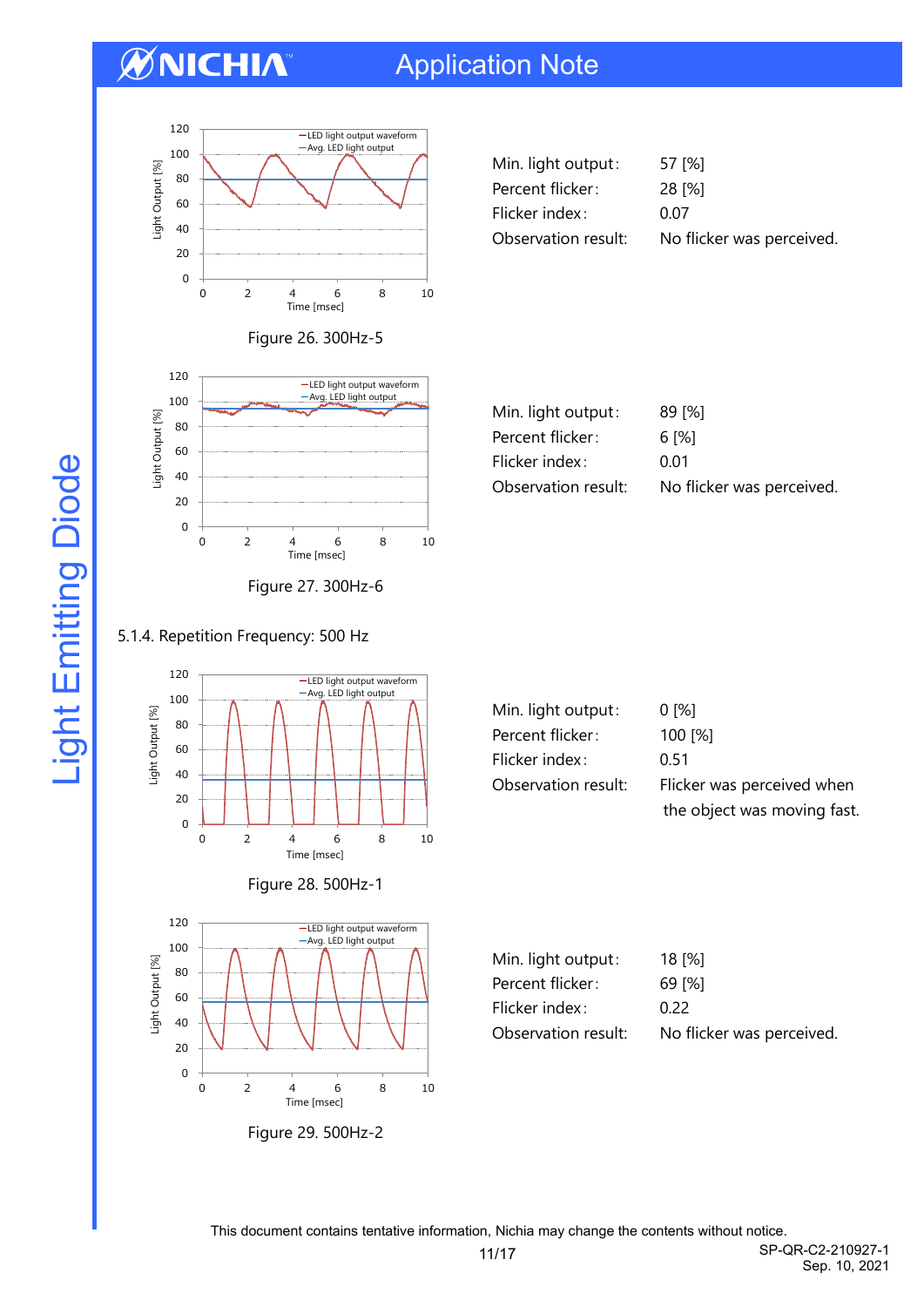Figure 26. 300Hz-5

| | |
|---|---|
| Min. light output: | 57 [%] |
| Percent flicker: | 28 [%] |
| Flicker index: | 0.07 |
| Observation result: | No flicker was perceived. |

Figure 27. 300Hz-6

| | |
|---|---|
| Min. light output: | 89 [%] |
| Percent flicker: | 6 [%] |
| Flicker index: | 0.01 |
| Observation result: | No flicker was perceived. |

### 5.1.4. Repetition Frequency: 500 Hz

Figure 28. 500Hz-1

| | |
|---|---|
| Min. light output: | 0 [%] |
| Percent flicker: | 100 [%] |
| Flicker index: | 0.51 |
| Observation result: | Flicker was perceived when the object was moving fast. |

Figure 29. 500Hz-2

| | |
|---|---|
| Min. light output: | 18 [%] |
| Percent flicker: | 69 [%] |
| Flicker index: | 0.22 |
| Observation result: | No flicker was perceived. |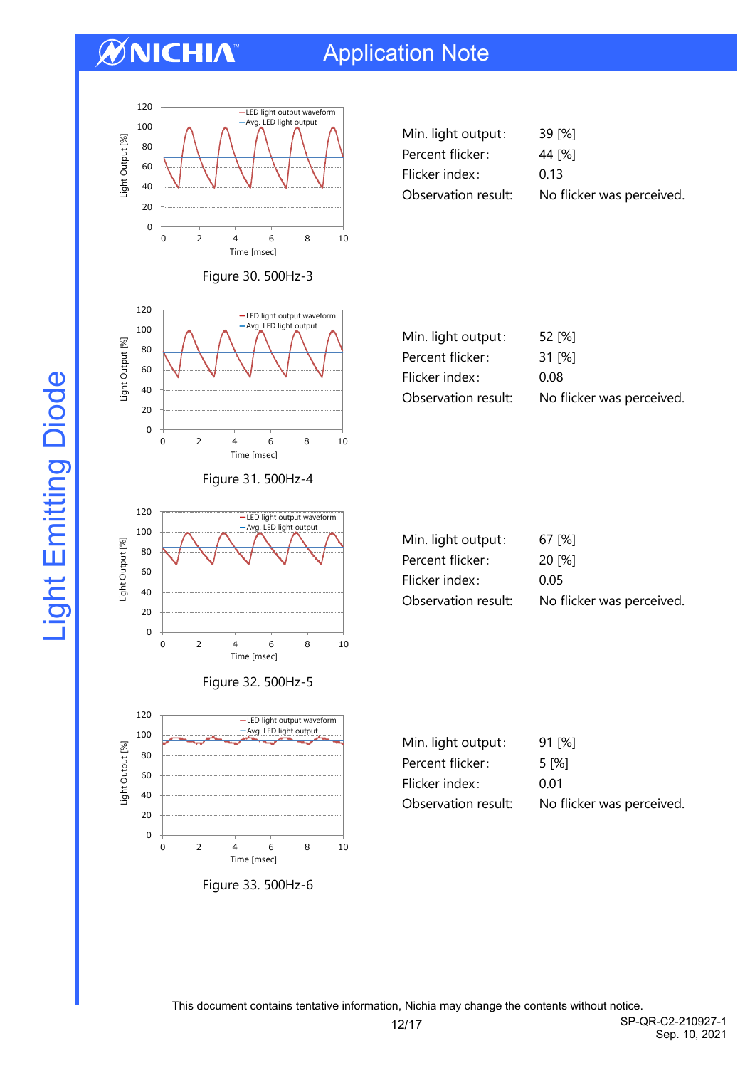Figure 30. 500Hz-3

| | |
|---|---|
| Min. light output: | 39 [%] |
| Percent flicker: | 44 [%] |
| Flicker index: | 0.13 |
| Observation result: | No flicker was perceived. |

Figure 31. 500Hz-4

| | |
|---|---|
| Min. light output: | 52 [%] |
| Percent flicker: | 31 [%] |
| Flicker index: | 0.08 |
| Observation result: | No flicker was perceived. |

Figure 32. 500Hz-5

| | |
|---|---|
| Min. light output: | 67 [%] |
| Percent flicker: | 20 [%] |
| Flicker index: | 0.05 |
| Observation result: | No flicker was perceived. |

Figure 33. 500Hz-6

| | |
|---|---|
| Min. light output: | 91 [%] |
| Percent flicker: | 5 [%] |
| Flicker index: | 0.01 |
| Observation result: | No flicker was perceived. |

This document contains tentative information, Nichia may change the contents without notice.

SP-QR-C2-210927-1
Sep. 10, 2021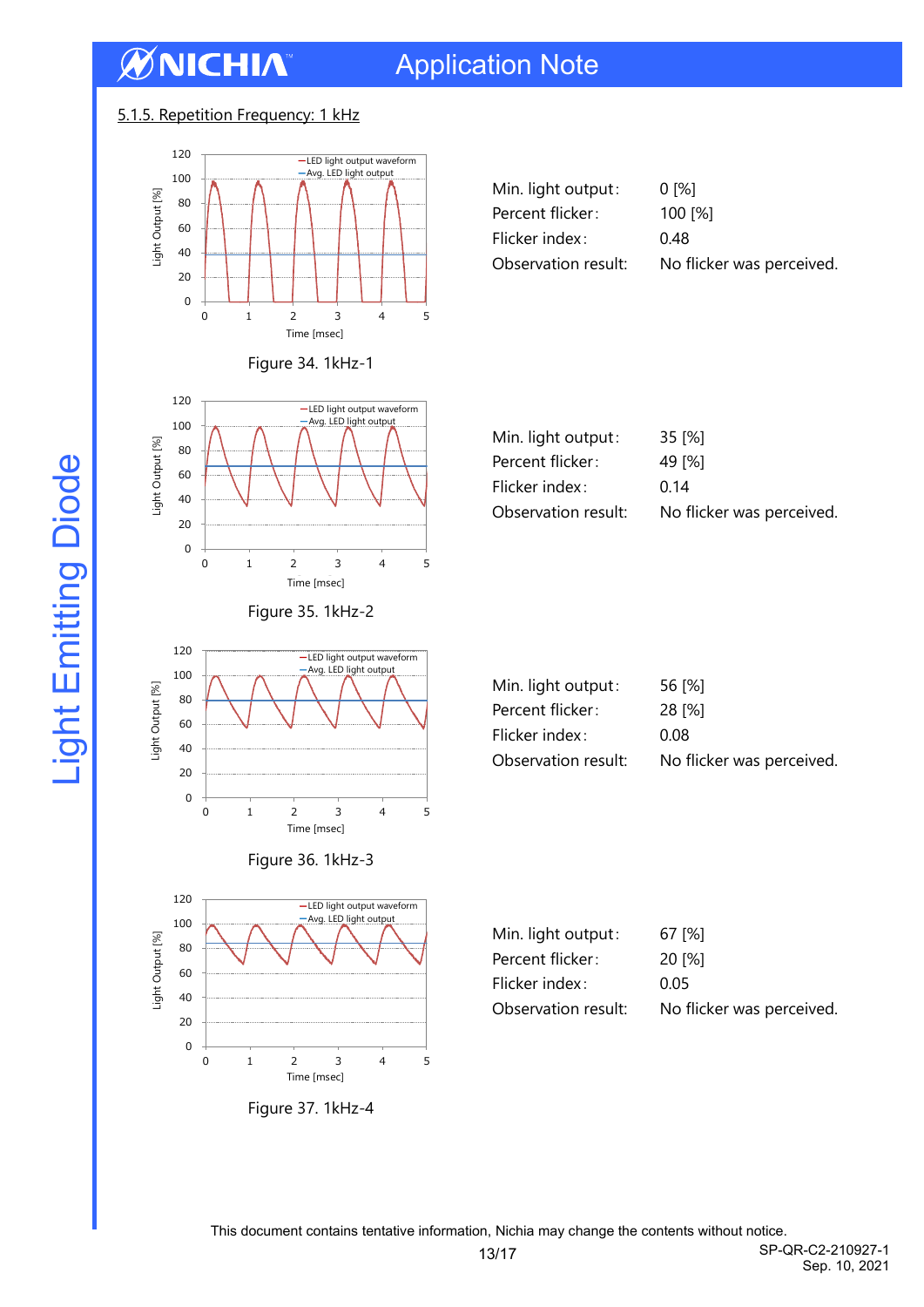### 5.1.5. Repetition Frequency: 1 kHz

Figure 34. 1kHz-1

Min. light output: 0 [%]
Percent flicker: 100 [%]
Flicker index: 0.48
Observation result: No flicker was perceived.

Figure 35. 1kHz-2

Min. light output: 35 [%]
Percent flicker: 49 [%]
Flicker index: 0.14
Observation result: No flicker was perceived.

Figure 36. 1kHz-3

Min. light output: 56 [%]
Percent flicker: 28 [%]
Flicker index: 0.08
Observation result: No flicker was perceived.

Figure 37. 1kHz-4

Min. light output: 67 [%]
Percent flicker: 20 [%]
Flicker index: 0.05
Observation result: No flicker was perceived.

This document contains tentative information, Nichia may change the contents without notice.

SP-QR-C2-210927-1
Sep. 10, 2021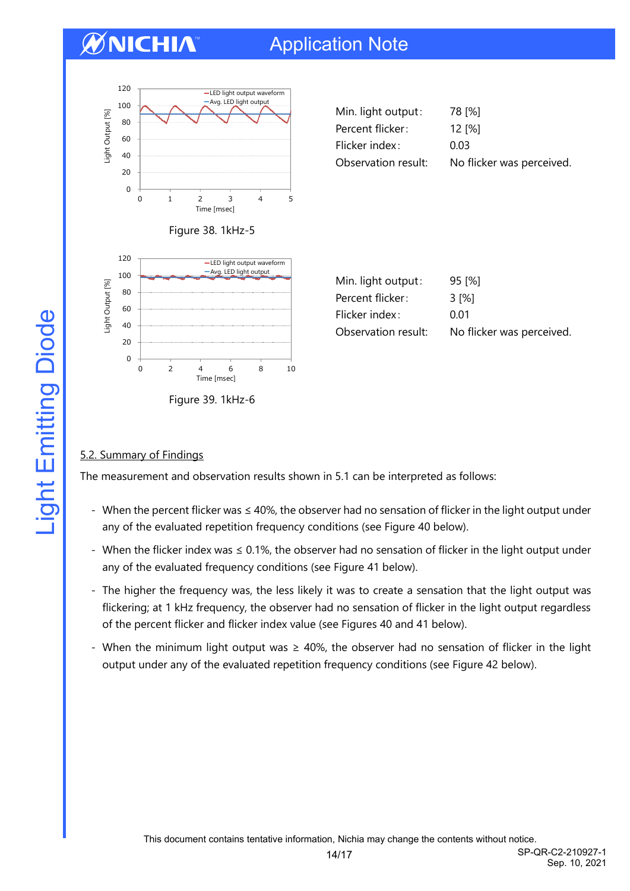Figure 38. 1kHz-5

Min. light output: 78 [%]
Percent flicker: 12 [%]
Flicker index: 0.03
Observation result: No flicker was perceived.

Figure 39. 1kHz-6

Min. light output: 95 [%]
Percent flicker: 3 [%]
Flicker index: 0.01
Observation result: No flicker was perceived.

## 5.2. Summary of Findings

The measurement and observation results shown in 5.1 can be interpreted as follows:

- When the percent flicker was ≤ 40%, the observer had no sensation of flicker in the light output under any of the evaluated repetition frequency conditions (see Figure 40 below).
- When the flicker index was ≤ 0.1%, the observer had no sensation of flicker in the light output under any of the evaluated frequency conditions (see Figure 41 below).
- The higher the frequency was, the less likely it was to create a sensation that the light output was flickering; at 1 kHz frequency, the observer had no sensation of flicker in the light output regardless of the percent flicker and flicker index value (see Figures 40 and 41 below).
- When the minimum light output was ≥ 40%, the observer had no sensation of flicker in the light output under any of the evaluated repetition frequency conditions (see Figure 42 below).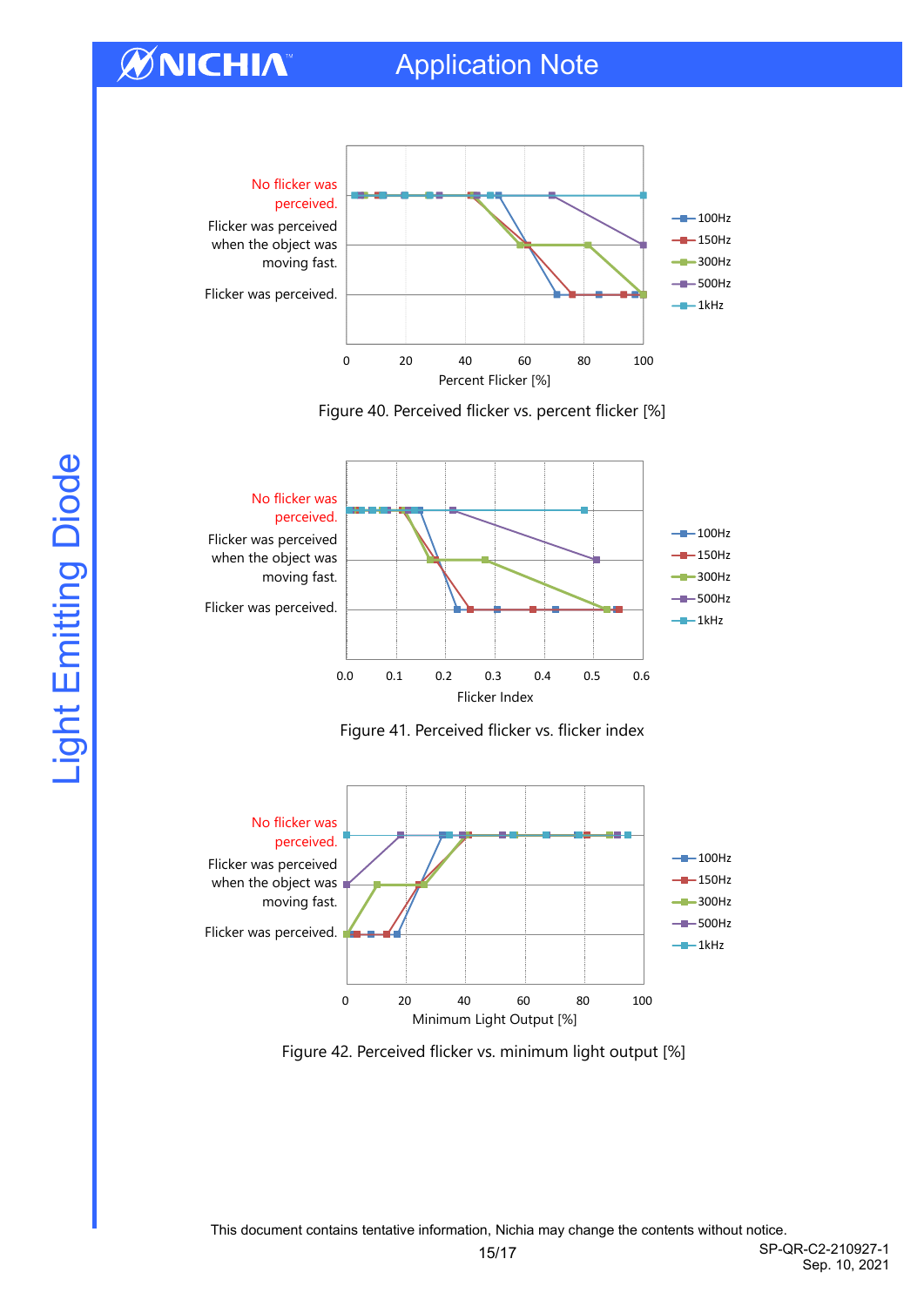Figure 40. Perceived flicker vs. percent flicker [%]

Figure 41. Perceived flicker vs. flicker index

Figure 42. Perceived flicker vs. minimum light output [%]

This document contains tentative information, Nichia may change the contents without notice.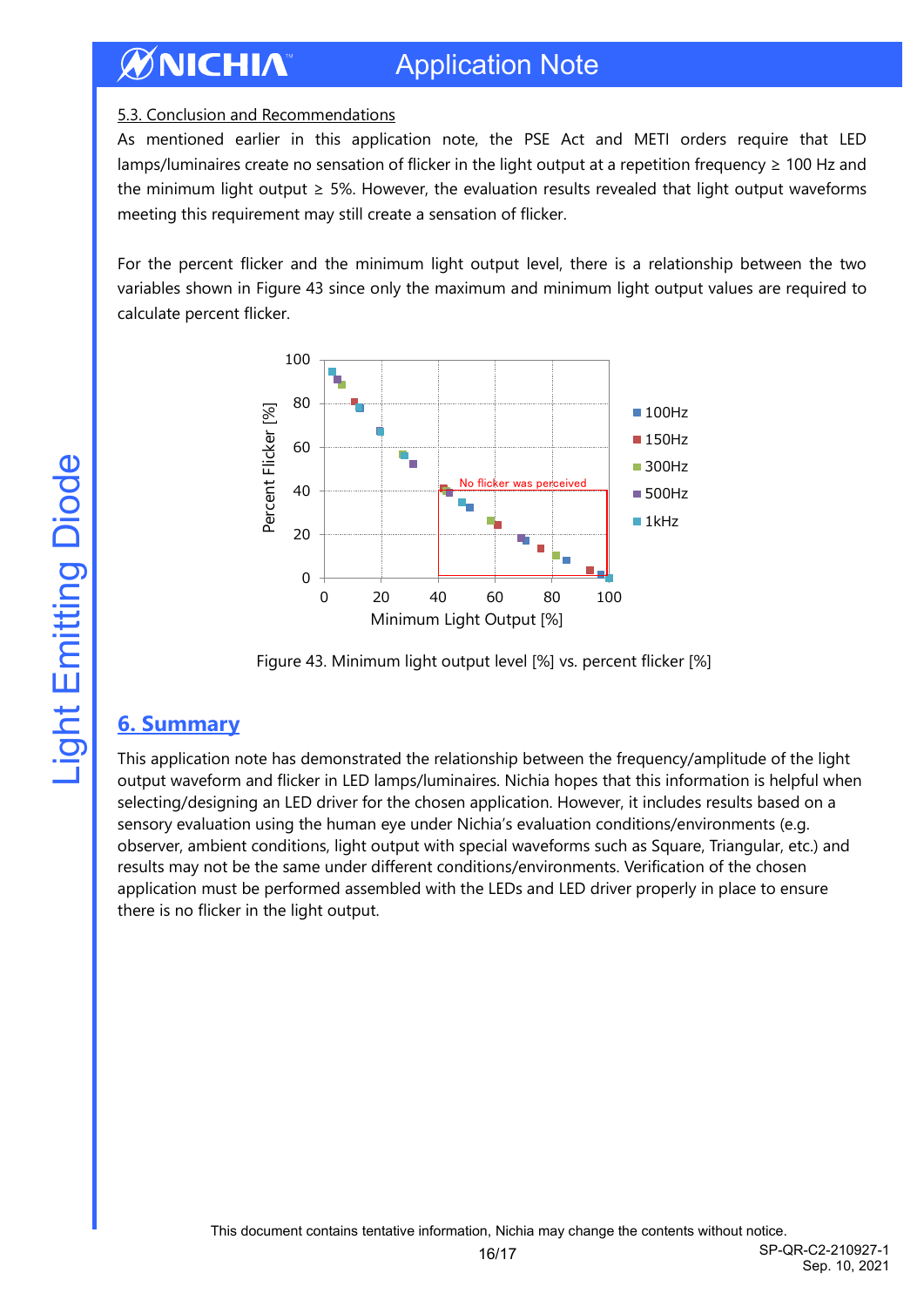5.3. Conclusion and Recommendations

As mentioned earlier in this application note, the PSE Act and METI orders require that LED lamps/luminaires create no sensation of flicker in the light output at a repetition frequency ≥ 100 Hz and the minimum light output ≥ 5%. However, the evaluation results revealed that light output waveforms meeting this requirement may still create a sensation of flicker.

For the percent flicker and the minimum light output level, there is a relationship between the two variables shown in Figure 43 since only the maximum and minimum light output values are required to calculate percent flicker.

Figure 43. Minimum light output level [%] vs. percent flicker [%]

## 6. Summary

This application note has demonstrated the relationship between the frequency/amplitude of the light output waveform and flicker in LED lamps/luminaires. Nichia hopes that this information is helpful when selecting/designing an LED driver for the chosen application. However, it includes results based on a sensory evaluation using the human eye under Nichia's evaluation conditions/environments (e.g. observer, ambient conditions, light output with special waveforms such as Square, Triangular, etc.) and results may not be the same under different conditions/environments. Verification of the chosen application must be performed assembled with the LEDs and LED driver properly in place to ensure there is no flicker in the light output.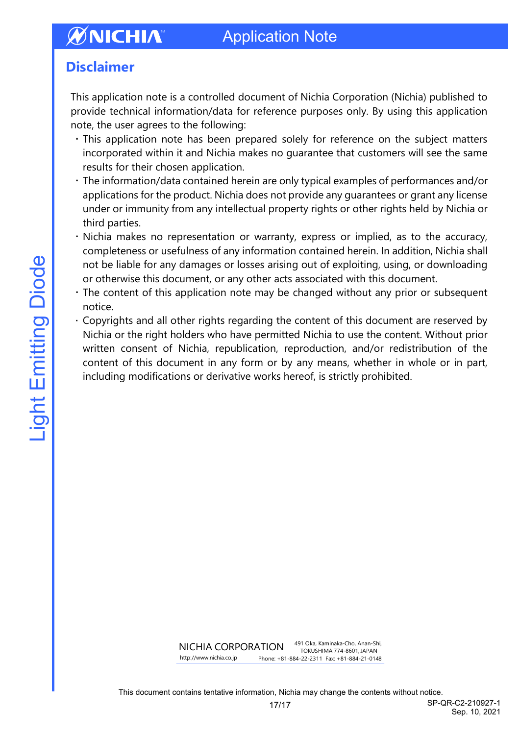## Disclaimer

This application note is a controlled document of Nichia Corporation (Nichia) published to provide technical information/data for reference purposes only. By using this application note, the user agrees to the following:

- This application note has been prepared solely for reference on the subject matters incorporated within it and Nichia makes no guarantee that customers will see the same results for their chosen application.
- The information/data contained herein are only typical examples of performances and/or applications for the product. Nichia does not provide any guarantees or grant any license under or immunity from any intellectual property rights or other rights held by Nichia or third parties.
- Nichia makes no representation or warranty, express or implied, as to the accuracy, completeness or usefulness of any information contained herein. In addition, Nichia shall not be liable for any damages or losses arising out of exploiting, using, or downloading or otherwise this document, or any other acts associated with this document.
- The content of this application note may be changed without any prior or subsequent notice.
- Copyrights and all other rights regarding the content of this document are reserved by Nichia or the right holders who have permitted Nichia to use the content. Without prior written consent of Nichia, republication, reproduction, and/or redistribution of the content of this document in any form or by any means, whether in whole or in part, including modifications or derivative works hereof, is strictly prohibited.

NICHIA CORPORATION
491 Oka, Kaminaka-Cho, Anan-Shi, TOKUSHIMA 774-8601, JAPAN
http://www.nichia.co.jp
Phone: +81-884-22-2311 Fax: +81-884-21-0148